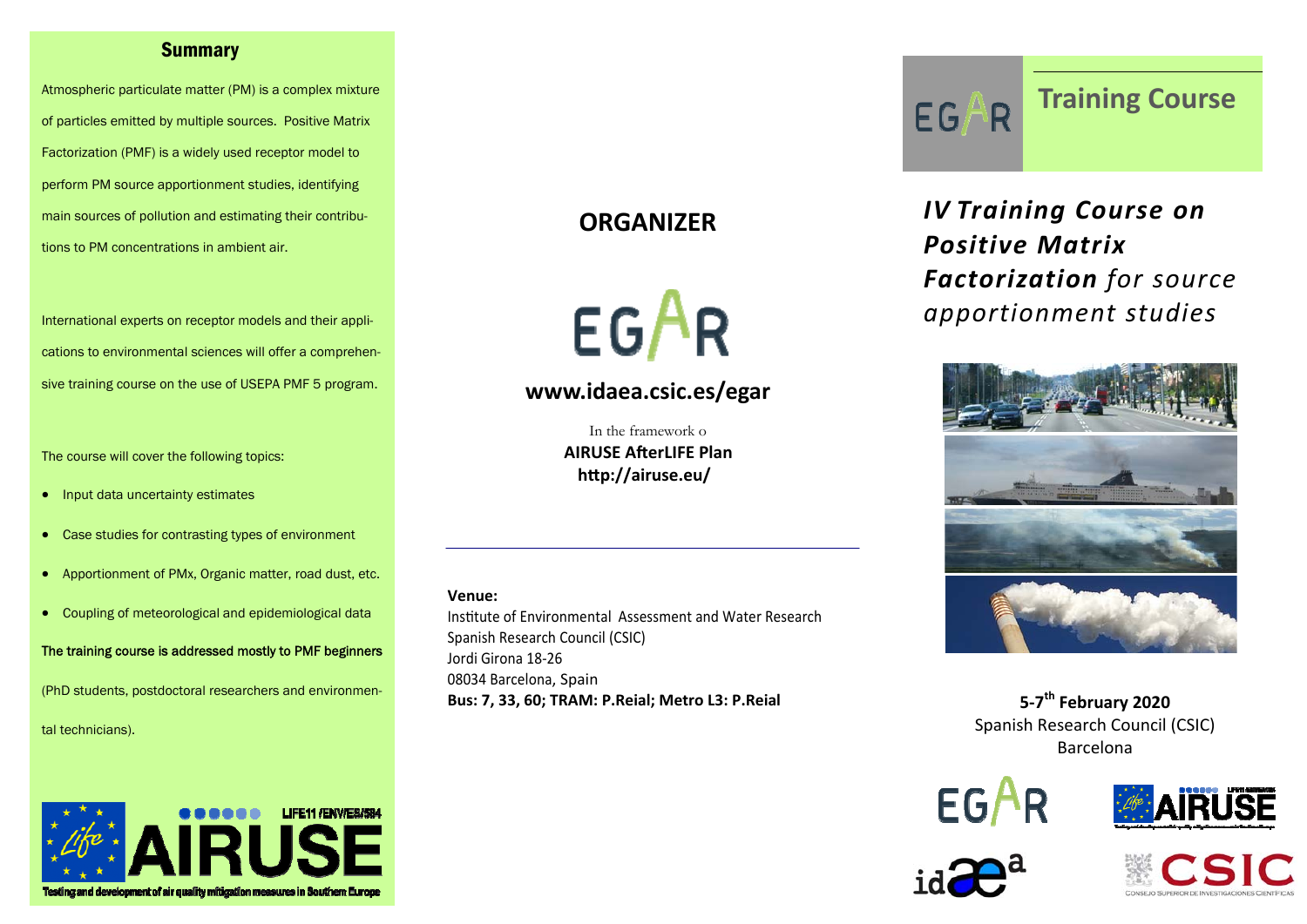## Summary

Atmospheric particulate matter (PM) is a complex mixture of particles emitted by multiple sources. Positive Matrix Factorization (PMF) is a widely used receptor model to perform PM source apportionment studies, identifying main sources of pollution and estimating their contributions to PM concentrations in ambient air.

International experts on receptor models and their applications to environmental sciences will offer a comprehensive training course on the use of USEPA PMF 5 program.

The course will cover the following topics:

- Input data uncertainty estimates
- Case studies for contrasting types of environment
- Apportionment of PMx, Organic matter, road dust, etc.
- Coupling of meteorological and epidemiological data

The training course is addressed mostly to PMF beginners (PhD students, postdoctoral researchers and environmental technicians).

LIFE11 /ENV/ES/584

AIRUSE

Testing and development of air quality mitigation measures in Southern Europe

## ORGANIZER

EGAR

**www.idaea.csic.es/egar**

In the framework o

**AIRUSE AfterLIFE Plan**

**http://airuse.eu/**

**Venue:**

Institute of Environmental Assessment and Water Research
Spanish Research Council (CSIC)
Jordi Girona 18-26
08034 Barcelona, Spain
**Bus: 7, 33, 60; TRAM: P.Reial; Metro L3: P.Reial**

EGAR

# Training Course

## *IV Training Course on Positive Matrix Factorization for source apportionment studies*

**5-7th February 2020**

Spanish Research Council (CSIC)

Barcelona

EGAR

AIRUSE

idaea

CSIC

CONSEJO SUPERIOR DE INVESTIGACIONES CIENTÍFICAS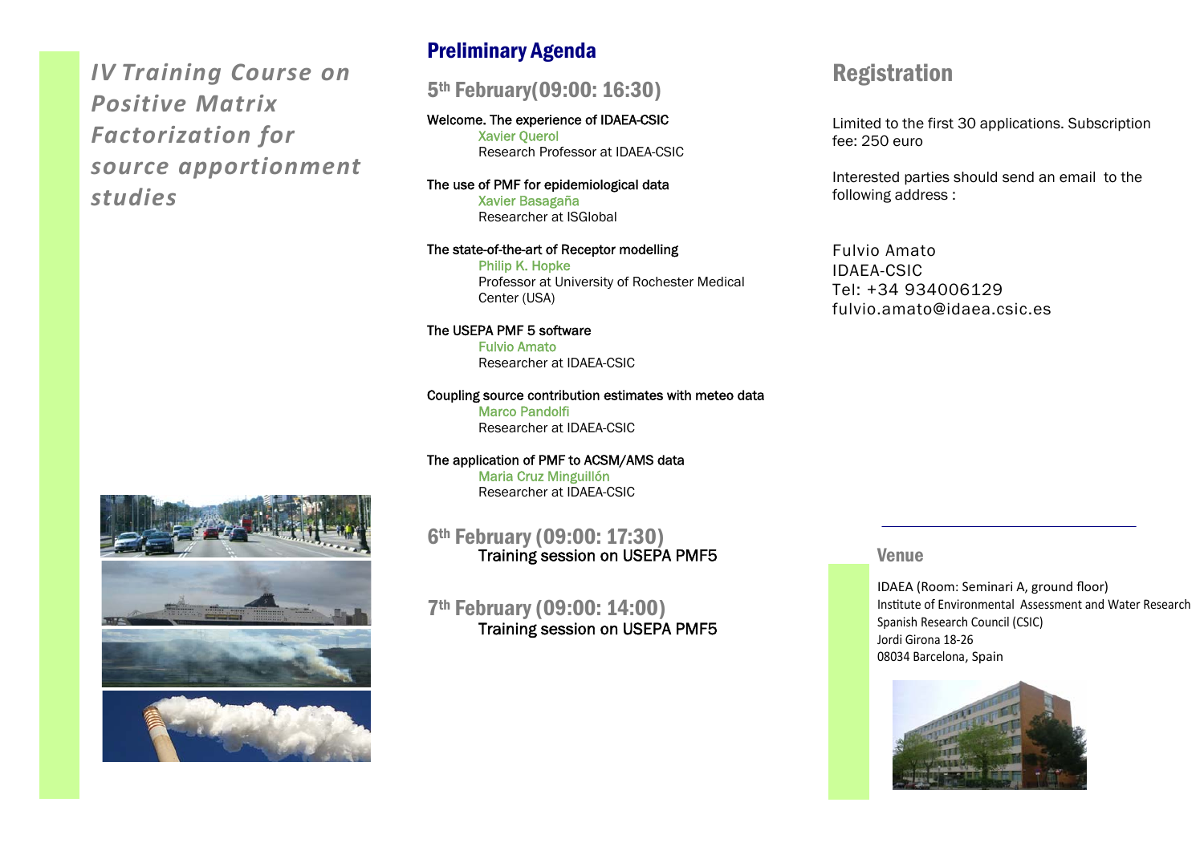# *IV Training Course on Positive Matrix Factorization for source apportionment studies*

## Preliminary Agenda

### 5th February(09:00: 16:30)

**Welcome. The experience of IDAEA-CSIC**
Xavier Querol
Research Professor at IDAEA-CSIC

**The use of PMF for epidemiological data**
Xavier Basagaña
Researcher at ISGlobal

**The state-of-the-art of Receptor modelling**
Philip K. Hopke
Professor at University of Rochester Medical Center (USA)

**The USEPA PMF 5 software**
Fulvio Amato
Researcher at IDAEA-CSIC

**Coupling source contribution estimates with meteo data**
Marco Pandolfi
Researcher at IDAEA-CSIC

**The application of PMF to ACSM/AMS data**
Maria Cruz Minguillón
Researcher at IDAEA-CSIC

### 6th February (09:00: 17:30)

Training session on USEPA PMF5

### 7th February (09:00: 14:00)

Training session on USEPA PMF5

## Registration

Limited to the first 30 applications. Subscription fee: 250 euro

Interested parties should send an email to the following address :

Fulvio Amato
IDAEA-CSIC
Tel: +34 934006129
fulvio.amato@idaea.csic.es

## Venue

IDAEA (Room: Seminari A, ground floor)
Institute of Environmental Assessment and Water Research
Spanish Research Council (CSIC)
Jordi Girona 18-26
08034 Barcelona, Spain